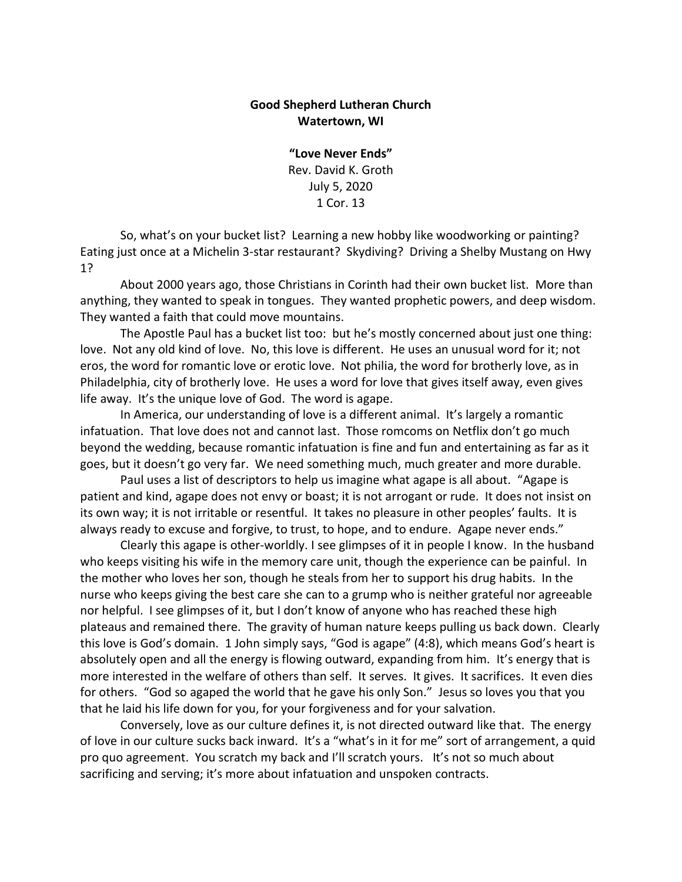**Good Shepherd Lutheran Church**
**Watertown, WI**

**"Love Never Ends"**
Rev. David K. Groth
July 5, 2020
1 Cor. 13

So, what's on your bucket list? Learning a new hobby like woodworking or painting? Eating just once at a Michelin 3-star restaurant? Skydiving? Driving a Shelby Mustang on Hwy 1?

About 2000 years ago, those Christians in Corinth had their own bucket list. More than anything, they wanted to speak in tongues. They wanted prophetic powers, and deep wisdom. They wanted a faith that could move mountains.

The Apostle Paul has a bucket list too: but he's mostly concerned about just one thing: love. Not any old kind of love. No, this love is different. He uses an unusual word for it; not eros, the word for romantic love or erotic love. Not philia, the word for brotherly love, as in Philadelphia, city of brotherly love. He uses a word for love that gives itself away, even gives life away. It's the unique love of God. The word is agape.

In America, our understanding of love is a different animal. It's largely a romantic infatuation. That love does not and cannot last. Those romcoms on Netflix don't go much beyond the wedding, because romantic infatuation is fine and fun and entertaining as far as it goes, but it doesn't go very far. We need something much, much greater and more durable.

Paul uses a list of descriptors to help us imagine what agape is all about. "Agape is patient and kind, agape does not envy or boast; it is not arrogant or rude. It does not insist on its own way; it is not irritable or resentful. It takes no pleasure in other peoples' faults. It is always ready to excuse and forgive, to trust, to hope, and to endure. Agape never ends."

Clearly this agape is other-worldly. I see glimpses of it in people I know. In the husband who keeps visiting his wife in the memory care unit, though the experience can be painful. In the mother who loves her son, though he steals from her to support his drug habits. In the nurse who keeps giving the best care she can to a grump who is neither grateful nor agreeable nor helpful. I see glimpses of it, but I don't know of anyone who has reached these high plateaus and remained there. The gravity of human nature keeps pulling us back down. Clearly this love is God's domain. 1 John simply says, "God is agape" (4:8), which means God's heart is absolutely open and all the energy is flowing outward, expanding from him. It's energy that is more interested in the welfare of others than self. It serves. It gives. It sacrifices. It even dies for others. "God so agaped the world that he gave his only Son." Jesus so loves you that you that he laid his life down for you, for your forgiveness and for your salvation.

Conversely, love as our culture defines it, is not directed outward like that. The energy of love in our culture sucks back inward. It's a "what's in it for me" sort of arrangement, a quid pro quo agreement. You scratch my back and I'll scratch yours. It's not so much about sacrificing and serving; it's more about infatuation and unspoken contracts.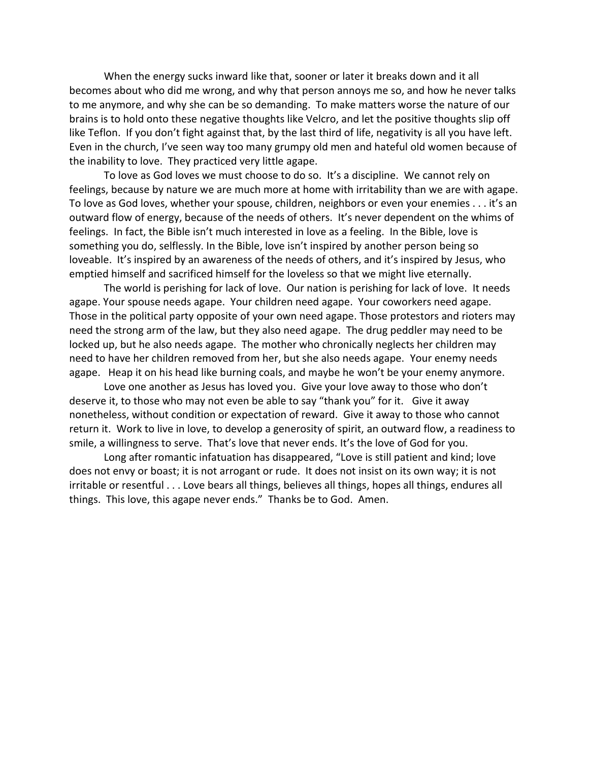When the energy sucks inward like that, sooner or later it breaks down and it all becomes about who did me wrong, and why that person annoys me so, and how he never talks to me anymore, and why she can be so demanding. To make matters worse the nature of our brains is to hold onto these negative thoughts like Velcro, and let the positive thoughts slip off like Teflon. If you don't fight against that, by the last third of life, negativity is all you have left. Even in the church, I've seen way too many grumpy old men and hateful old women because of the inability to love. They practiced very little agape.

To love as God loves we must choose to do so. It's a discipline. We cannot rely on feelings, because by nature we are much more at home with irritability than we are with agape. To love as God loves, whether your spouse, children, neighbors or even your enemies . . . it's an outward flow of energy, because of the needs of others. It's never dependent on the whims of feelings. In fact, the Bible isn't much interested in love as a feeling. In the Bible, love is something you do, selflessly. In the Bible, love isn't inspired by another person being so loveable. It's inspired by an awareness of the needs of others, and it's inspired by Jesus, who emptied himself and sacrificed himself for the loveless so that we might live eternally.

The world is perishing for lack of love. Our nation is perishing for lack of love. It needs agape. Your spouse needs agape. Your children need agape. Your coworkers need agape. Those in the political party opposite of your own need agape. Those protestors and rioters may need the strong arm of the law, but they also need agape. The drug peddler may need to be locked up, but he also needs agape. The mother who chronically neglects her children may need to have her children removed from her, but she also needs agape. Your enemy needs agape. Heap it on his head like burning coals, and maybe he won't be your enemy anymore.

Love one another as Jesus has loved you. Give your love away to those who don't deserve it, to those who may not even be able to say "thank you" for it. Give it away nonetheless, without condition or expectation of reward. Give it away to those who cannot return it. Work to live in love, to develop a generosity of spirit, an outward flow, a readiness to smile, a willingness to serve. That's love that never ends. It's the love of God for you.

Long after romantic infatuation has disappeared, "Love is still patient and kind; love does not envy or boast; it is not arrogant or rude. It does not insist on its own way; it is not irritable or resentful . . . Love bears all things, believes all things, hopes all things, endures all things. This love, this agape never ends." Thanks be to God. Amen.